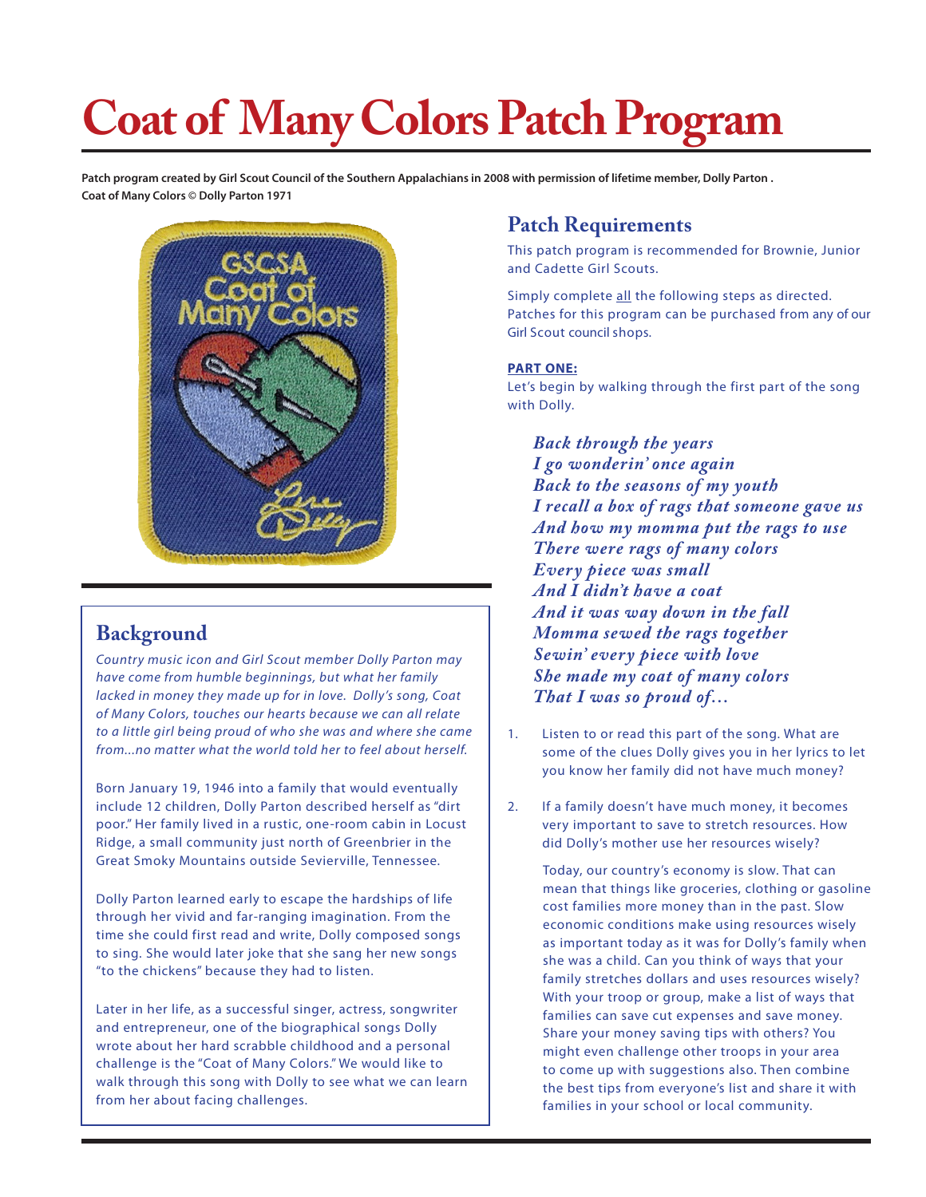# Coat of Many Colors Patch Program

**Patch program created by Girl Scout Council of the Southern Appalachians in 2008 with permission of lifetime member, Dolly Parton .**
**Coat of Many Colors © Dolly Parton 1971**

## Background

*Country music icon and Girl Scout member Dolly Parton may have come from humble beginnings, but what her family lacked in money they made up for in love. Dolly's song, Coat of Many Colors, touches our hearts because we can all relate to a little girl being proud of who she was and where she came from...no matter what the world told her to feel about herself.*

Born January 19, 1946 into a family that would eventually include 12 children, Dolly Parton described herself as "dirt poor." Her family lived in a rustic, one-room cabin in Locust Ridge, a small community just north of Greenbrier in the Great Smoky Mountains outside Sevierville, Tennessee.

Dolly Parton learned early to escape the hardships of life through her vivid and far-ranging imagination. From the time she could first read and write, Dolly composed songs to sing. She would later joke that she sang her new songs "to the chickens" because they had to listen.

Later in her life, as a successful singer, actress, songwriter and entrepreneur, one of the biographical songs Dolly wrote about her hard scrabble childhood and a personal challenge is the "Coat of Many Colors." We would like to walk through this song with Dolly to see what we can learn from her about facing challenges.

## Patch Requirements

This patch program is recommended for Brownie, Junior and Cadette Girl Scouts.

Simply complete all the following steps as directed. Patches for this program can be purchased from any of our Girl Scout council shops.

**PART ONE:**

Let's begin by walking through the first part of the song with Dolly.

*Back through the years*
*I go wonderin' once again*
*Back to the seasons of my youth*
*I recall a box of rags that someone gave us*
*And how my momma put the rags to use*
*There were rags of many colors*
*Every piece was small*
*And I didn't have a coat*
*And it was way down in the fall*
*Momma sewed the rags together*
*Sewin' every piece with love*
*She made my coat of many colors*
*That I was so proud of...*

1. Listen to or read this part of the song. What are some of the clues Dolly gives you in her lyrics to let you know her family did not have much money?

2. If a family doesn't have much money, it becomes very important to save to stretch resources. How did Dolly's mother use her resources wisely?

   Today, our country's economy is slow. That can mean that things like groceries, clothing or gasoline cost families more money than in the past. Slow economic conditions make using resources wisely as important today as it was for Dolly's family when she was a child. Can you think of ways that your family stretches dollars and uses resources wisely? With your troop or group, make a list of ways that families can save cut expenses and save money. Share your money saving tips with others? You might even challenge other troops in your area to come up with suggestions also. Then combine the best tips from everyone's list and share it with families in your school or local community.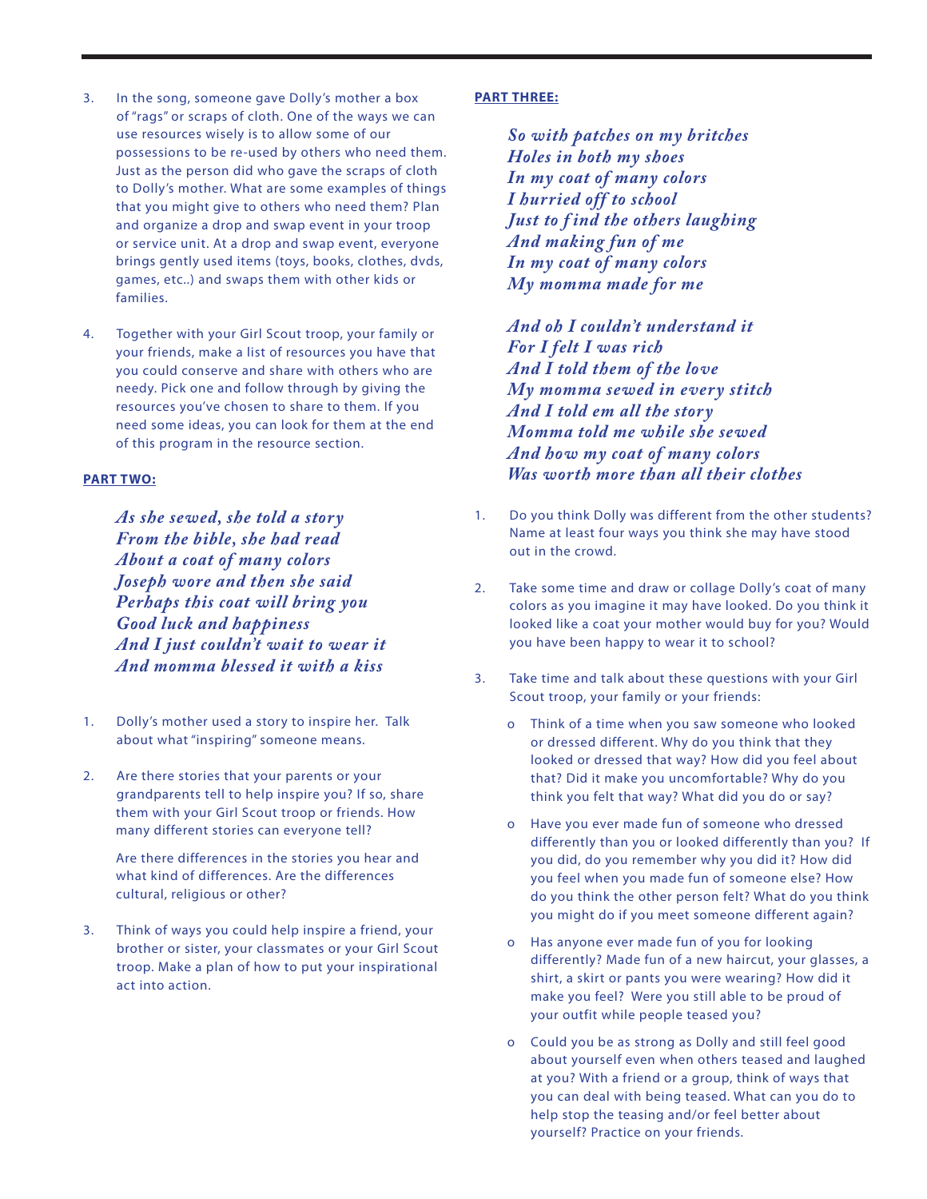3. In the song, someone gave Dolly's mother a box of "rags" or scraps of cloth. One of the ways we can use resources wisely is to allow some of our possessions to be re-used by others who need them. Just as the person did who gave the scraps of cloth to Dolly's mother. What are some examples of things that you might give to others who need them? Plan and organize a drop and swap event in your troop or service unit. At a drop and swap event, everyone brings gently used items (toys, books, clothes, dvds, games, etc..) and swaps them with other kids or families.

4. Together with your Girl Scout troop, your family or your friends, make a list of resources you have that you could conserve and share with others who are needy. Pick one and follow through by giving the resources you've chosen to share to them. If you need some ideas, you can look for them at the end of this program in the resource section.

**PART TWO:**

*As she sewed, she told a story*
*From the bible, she had read*
*About a coat of many colors*
*Joseph wore and then she said*
*Perhaps this coat will bring you*
*Good luck and happiness*
*And I just couldn't wait to wear it*
*And momma blessed it with a kiss*

1. Dolly's mother used a story to inspire her. Talk about what "inspiring" someone means.

2. Are there stories that your parents or your grandparents tell to help inspire you? If so, share them with your Girl Scout troop or friends. How many different stories can everyone tell?

   Are there differences in the stories you hear and what kind of differences. Are the differences cultural, religious or other?

3. Think of ways you could help inspire a friend, your brother or sister, your classmates or your Girl Scout troop. Make a plan of how to put your inspirational act into action.

**PART THREE:**

*So with patches on my britches*
*Holes in both my shoes*
*In my coat of many colors*
*I hurried off to school*
*Just to find the others laughing*
*And making fun of me*
*In my coat of many colors*
*My momma made for me*

*And oh I couldn't understand it*
*For I felt I was rich*
*And I told them of the love*
*My momma sewed in every stitch*
*And I told em all the story*
*Momma told me while she sewed*
*And how my coat of many colors*
*Was worth more than all their clothes*

1. Do you think Dolly was different from the other students? Name at least four ways you think she may have stood out in the crowd.

2. Take some time and draw or collage Dolly's coat of many colors as you imagine it may have looked. Do you think it looked like a coat your mother would buy for you? Would you have been happy to wear it to school?

3. Take time and talk about these questions with your Girl Scout troop, your family or your friends:

   - Think of a time when you saw someone who looked or dressed different. Why do you think that they looked or dressed that way? How did you feel about that? Did it make you uncomfortable? Why do you think you felt that way? What did you do or say?

   - Have you ever made fun of someone who dressed differently than you or looked differently than you? If you did, do you remember why you did it? How did you feel when you made fun of someone else? How do you think the other person felt? What do you think you might do if you meet someone different again?

   - Has anyone ever made fun of you for looking differently? Made fun of a new haircut, your glasses, a shirt, a skirt or pants you were wearing? How did it make you feel? Were you still able to be proud of your outfit while people teased you?

   - Could you be as strong as Dolly and still feel good about yourself even when others teased and laughed at you? With a friend or a group, think of ways that you can deal with being teased. What can you do to help stop the teasing and/or feel better about yourself? Practice on your friends.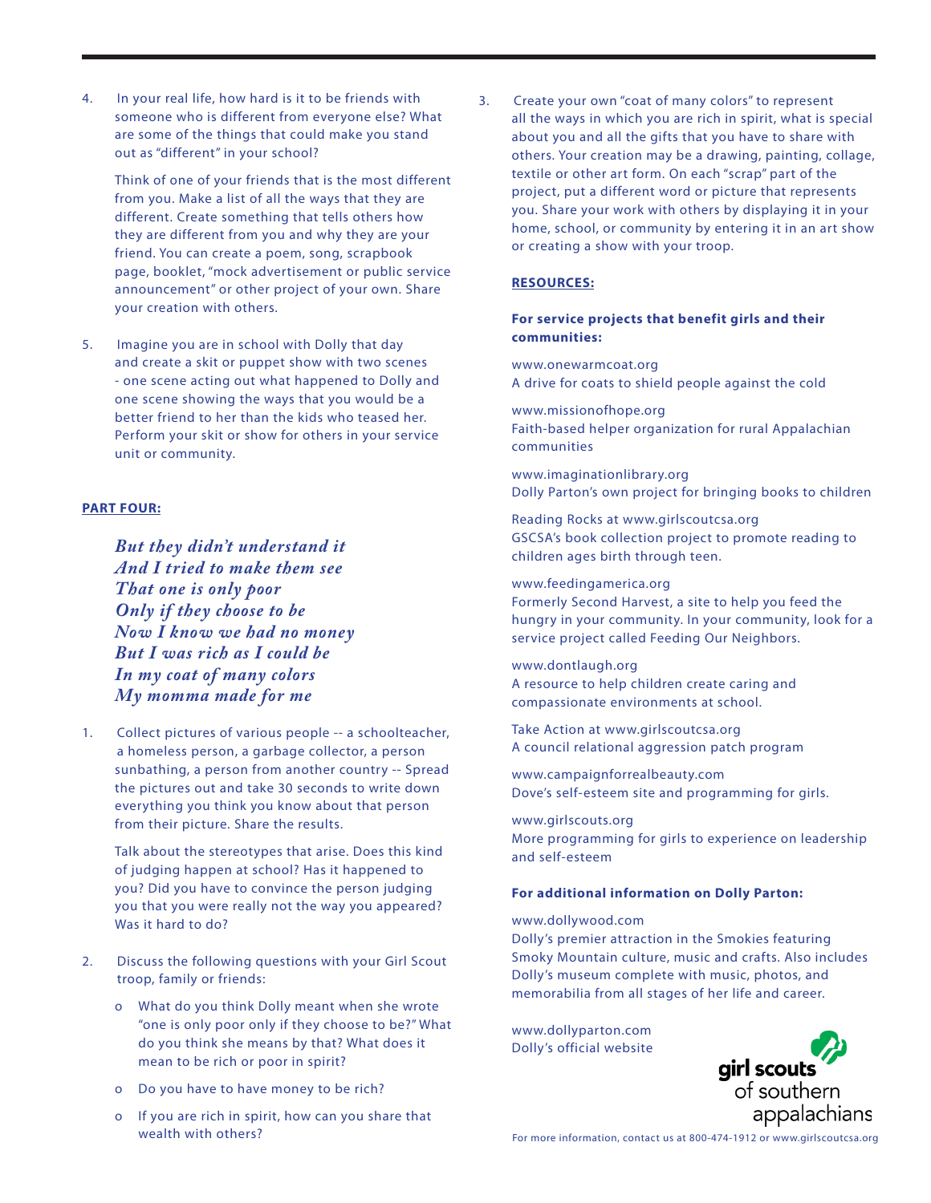4. In your real life, how hard is it to be friends with someone who is different from everyone else? What are some of the things that could make you stand out as "different" in your school?

   Think of one of your friends that is the most different from you. Make a list of all the ways that they are different. Create something that tells others how they are different from you and why they are your friend. You can create a poem, song, scrapbook page, booklet, "mock advertisement or public service announcement" or other project of your own. Share your creation with others.

5. Imagine you are in school with Dolly that day and create a skit or puppet show with two scenes - one scene acting out what happened to Dolly and one scene showing the ways that you would be a better friend to her than the kids who teased her. Perform your skit or show for others in your service unit or community.

**PART FOUR:**

***But they didn't understand it***
***And I tried to make them see***
***That one is only poor***
***Only if they choose to be***
***Now I know we had no money***
***But I was rich as I could be***
***In my coat of many colors***
***My momma made for me***

1. Collect pictures of various people -- a schoolteacher, a homeless person, a garbage collector, a person sunbathing, a person from another country -- Spread the pictures out and take 30 seconds to write down everything you think you know about that person from their picture. Share the results.

   Talk about the stereotypes that arise. Does this kind of judging happen at school? Has it happened to you? Did you have to convince the person judging you that you were really not the way you appeared? Was it hard to do?

2. Discuss the following questions with your Girl Scout troop, family or friends:

   - What do you think Dolly meant when she wrote "one is only poor only if they choose to be?" What do you think she means by that? What does it mean to be rich or poor in spirit?
   - Do you have to have money to be rich?
   - If you are rich in spirit, how can you share that wealth with others?

3. Create your own "coat of many colors" to represent all the ways in which you are rich in spirit, what is special about you and all the gifts that you have to share with others. Your creation may be a drawing, painting, collage, textile or other art form. On each "scrap" part of the project, put a different word or picture that represents you. Share your work with others by displaying it in your home, school, or community by entering it in an art show or creating a show with your troop.

**RESOURCES:**

**For service projects that benefit girls and their communities:**

www.onewarmcoat.org
A drive for coats to shield people against the cold

www.missionofhope.org
Faith-based helper organization for rural Appalachian communities

www.imaginationlibrary.org
Dolly Parton's own project for bringing books to children

Reading Rocks at www.girlscoutcsa.org
GSCSA's book collection project to promote reading to children ages birth through teen.

www.feedingamerica.org
Formerly Second Harvest, a site to help you feed the hungry in your community. In your community, look for a service project called Feeding Our Neighbors.

www.dontlaugh.org
A resource to help children create caring and compassionate environments at school.

Take Action at www.girlscoutcsa.org
A council relational aggression patch program

www.campaignforrealbeauty.com
Dove's self-esteem site and programming for girls.

www.girlscouts.org
More programming for girls to experience on leadership and self-esteem

**For additional information on Dolly Parton:**

www.dollywood.com
Dolly's premier attraction in the Smokies featuring Smoky Mountain culture, music and crafts. Also includes Dolly's museum complete with music, photos, and memorabilia from all stages of her life and career.

www.dollyparton.com
Dolly's official website

girl scouts of southern appalachians

For more information, contact us at 800-474-1912 or www.girlscoutcsa.org